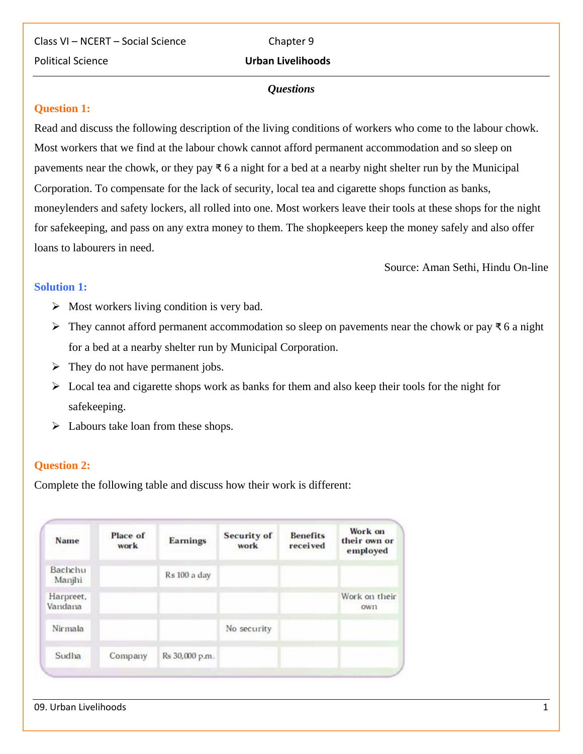Class VI – NCERT – Social Science | Chapter 9

Political Science | **Urban Livelihoods**

### *Questions*

**Question 1:**

Read and discuss the following description of the living conditions of workers who come to the labour chowk. Most workers that we find at the labour chowk cannot afford permanent accommodation and so sleep on pavements near the chowk, or they pay ₹ 6 a night for a bed at a nearby night shelter run by the Municipal Corporation. To compensate for the lack of security, local tea and cigarette shops function as banks, moneylenders and safety lockers, all rolled into one. Most workers leave their tools at these shops for the night for safekeeping, and pass on any extra money to them. The shopkeepers keep the money safely and also offer loans to labourers in need.

Source: Aman Sethi, Hindu On-line

**Solution 1:**

- Most workers living condition is very bad.
- They cannot afford permanent accommodation so sleep on pavements near the chowk or pay ₹ 6 a night for a bed at a nearby shelter run by Municipal Corporation.
- They do not have permanent jobs.
- Local tea and cigarette shops work as banks for them and also keep their tools for the night for safekeeping.
- Labours take loan from these shops.

**Question 2:**

Complete the following table and discuss how their work is different:

| Name | Place of work | Earnings | Security of work | Benefits received | Work on their own or employed |
|---|---|---|---|---|---|
| Bachchu Manjhi | | Rs 100 a day | | | |
| Harpreet, Vandana | | | | | Work on their own |
| Nirmala | | | No security | | |
| Sudha | Company | Rs 30,000 p.m. | | | |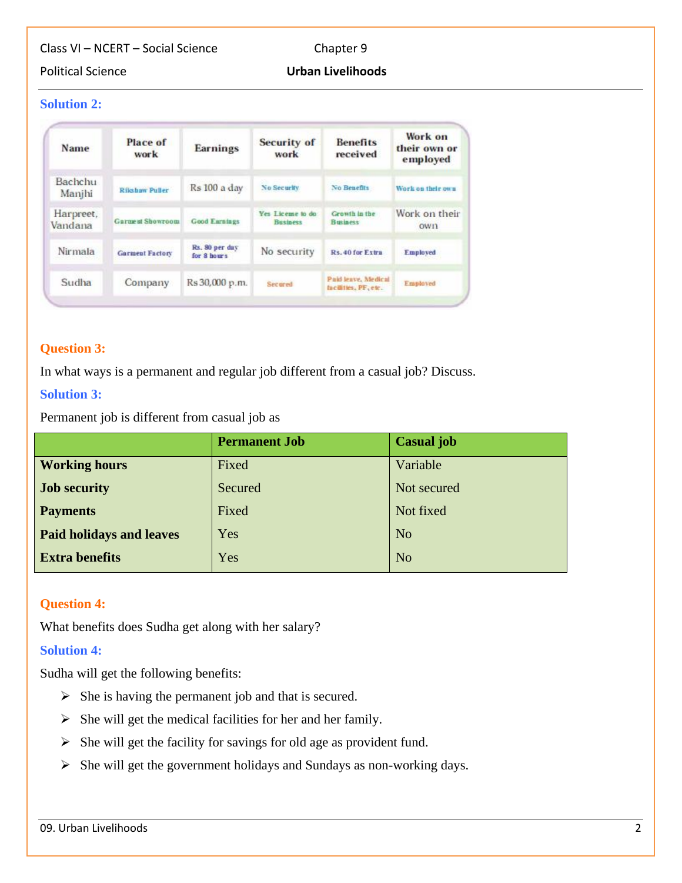### Solution 2:

| Name | Place of work | Earnings | Security of work | Benefits received | Work on their own or employed |
|---|---|---|---|---|---|
| Bachchu Manjhi | Rikshaw Puller | Rs 100 a day | No Security | No Benefits | Work on their own |
| Harpreet, Vandana | Garment Showroom | Good Earnings | Yes License to do Business | Growth in the Business | Work on their own |
| Nirmala | Garment Factory | Rs. 80 per day for 8 hours | No security | Rs. 40 for Extra | Employed |
| Sudha | Company | Rs 30,000 p.m. | Secured | Paid leave, Medical facilities, PF, etc. | Employed |

### Question 3:

In what ways is a permanent and regular job different from a casual job? Discuss.

### Solution 3:

Permanent job is different from casual job as

| | Permanent Job | Casual job |
|---|---|---|
| **Working hours** | Fixed | Variable |
| **Job security** | Secured | Not secured |
| **Payments** | Fixed | Not fixed |
| **Paid holidays and leaves** | Yes | No |
| **Extra benefits** | Yes | No |

### Question 4:

What benefits does Sudha get along with her salary?

### Solution 4:

Sudha will get the following benefits:

- She is having the permanent job and that is secured.
- She will get the medical facilities for her and her family.
- She will get the facility for savings for old age as provident fund.
- She will get the government holidays and Sundays as non-working days.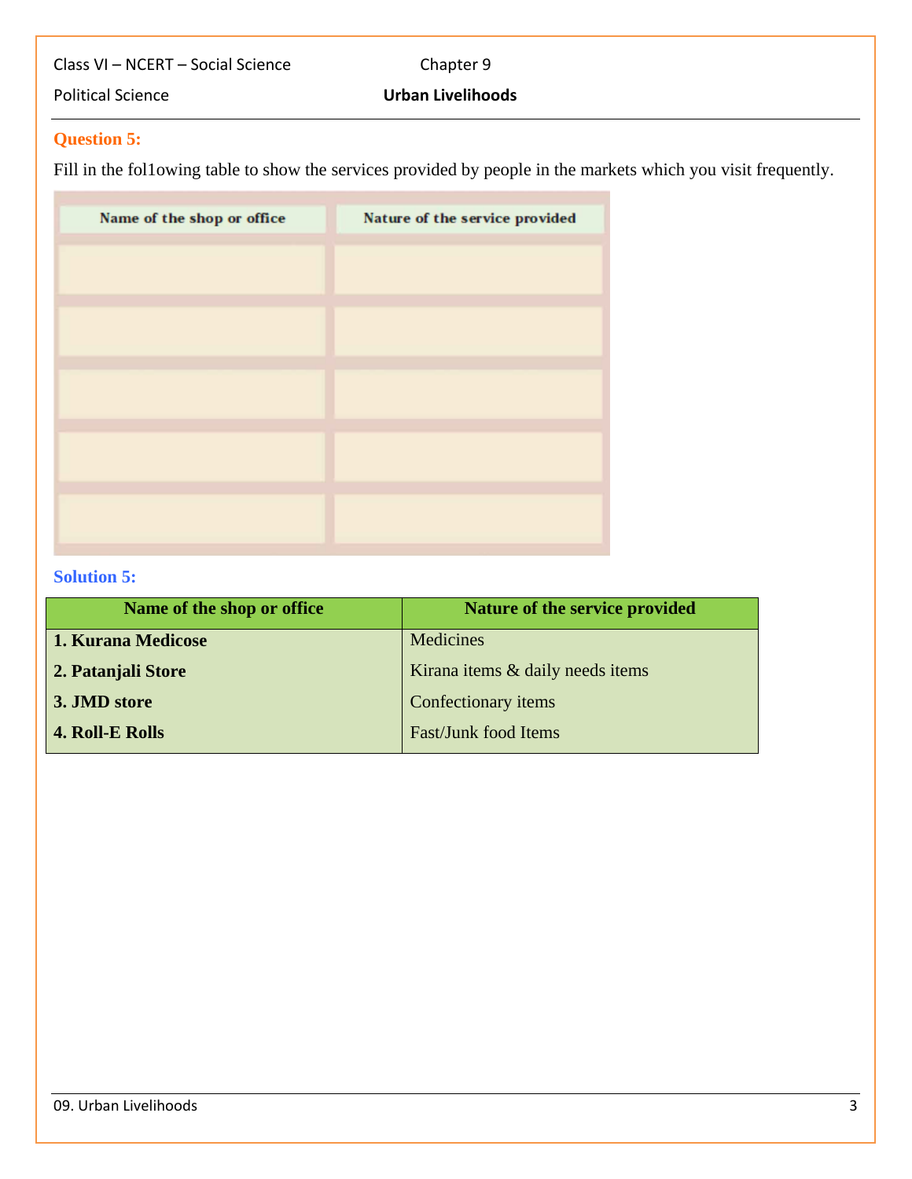### Question 5:

Fill in the fol1owing table to show the services provided by people in the markets which you visit frequently.

| Name of the shop or office | Nature of the service provided |
|---|---|
| | |
| | |
| | |
| | |
| | |

### Solution 5:

| Name of the shop or office | Nature of the service provided |
|---|---|
| **1. Kurana Medicose** | Medicines |
| **2. Patanjali Store** | Kirana items & daily needs items |
| **3. JMD store** | Confectionary items |
| **4. Roll-E Rolls** | Fast/Junk food Items |